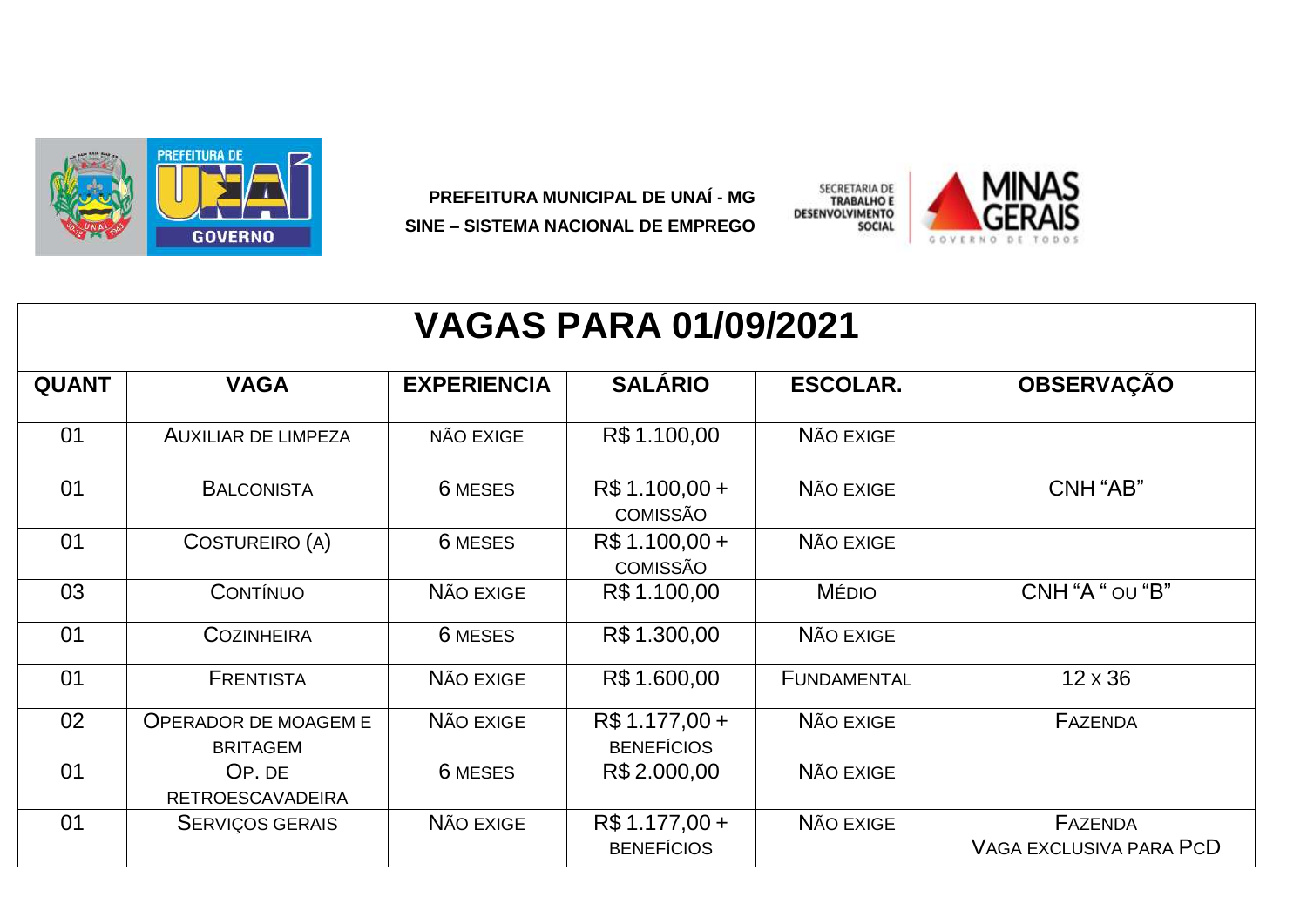**PREFEITURA MUNICIPAL DE UNAÍ - MG**

**SINE – SISTEMA NACIONAL DE EMPREGO**

SECRETARIA DE TRABALHO E DESENVOLVIMENTO SOCIAL

MINAS GERAIS GOVERNO DE TODOS

# VAGAS PARA 01/09/2021

| QUANT | VAGA | EXPERIENCIA | SALÁRIO | ESCOLAR. | OBSERVAÇÃO |
|---|---|---|---|---|---|
| 01 | AUXILIAR DE LIMPEZA | NÃO EXIGE | R$ 1.100,00 | NÃO EXIGE | |
| 01 | BALCONISTA | 6 MESES | R$ 1.100,00 + COMISSÃO | NÃO EXIGE | CNH "AB" |
| 01 | COSTUREIRO (A) | 6 MESES | R$ 1.100,00 + COMISSÃO | NÃO EXIGE | |
| 03 | CONTÍNUO | NÃO EXIGE | R$ 1.100,00 | MÉDIO | CNH "A " OU "B" |
| 01 | COZINHEIRA | 6 MESES | R$ 1.300,00 | NÃO EXIGE | |
| 01 | FRENTISTA | NÃO EXIGE | R$ 1.600,00 | FUNDAMENTAL | 12 X 36 |
| 02 | OPERADOR DE MOAGEM E BRITAGEM | NÃO EXIGE | R$ 1.177,00 + BENEFÍCIOS | NÃO EXIGE | FAZENDA |
| 01 | OP. DE RETROESCAVADEIRA | 6 MESES | R$ 2.000,00 | NÃO EXIGE | |
| 01 | SERVIÇOS GERAIS | NÃO EXIGE | R$ 1.177,00 + BENEFÍCIOS | NÃO EXIGE | FAZENDA VAGA EXCLUSIVA PARA PCD |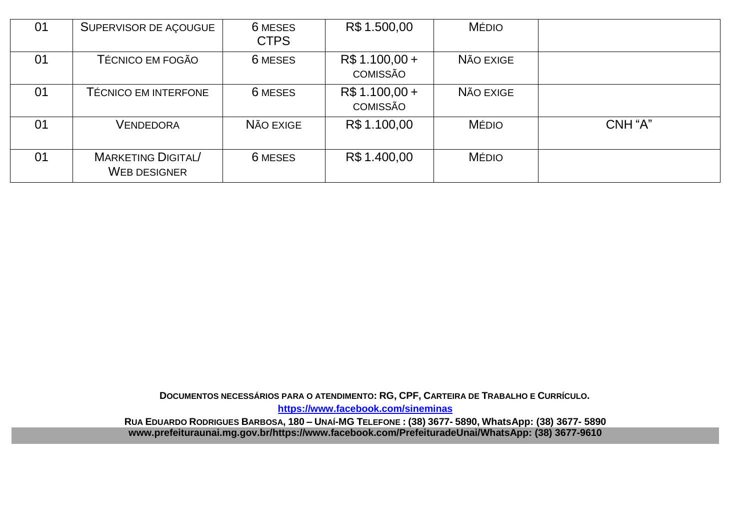| | | | | | |
|---|---|---|---|---|---|
| 01 | Supervisor de açougue | 6 meses CTPS | R$ 1.500,00 | Médio | |
| 01 | Técnico em fogão | 6 meses | R$ 1.100,00 + comissão | Não exige | |
| 01 | Técnico em interfone | 6 meses | R$ 1.100,00 + comissão | Não exige | |
| 01 | Vendedora | Não exige | R$ 1.100,00 | Médio | CNH "A" |
| 01 | Marketing Digital/ Web designer | 6 meses | R$ 1.400,00 | Médio | |

**Documentos necessários para o atendimento: RG, CPF, Carteira de Trabalho e Currículo.**

**https://www.facebook.com/sineminas**

**Rua Eduardo Rodrigues Barbosa, 180 – Unaí-MG Telefone : (38) 3677- 5890, WhatsApp: (38) 3677- 5890**

**www.prefeituraunai.mg.gov.br/https://www.facebook.com/PrefeituradeUnai/WhatsApp: (38) 3677-9610**